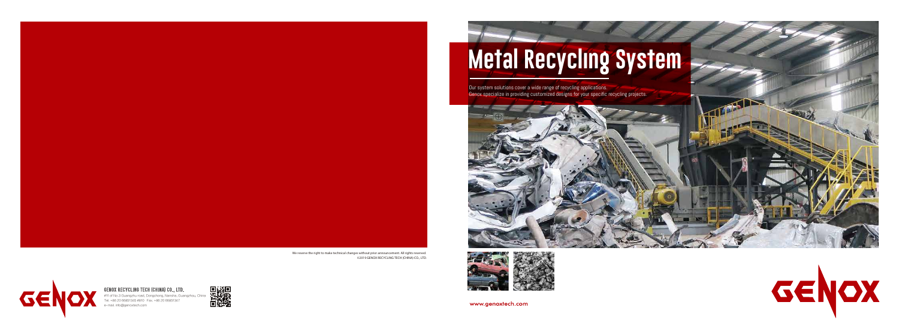# Metal Recycling System

Our system solutions cover a wide range of recycling applications.
Genox specialize in providing customized designs for your specific recycling projects.

www.genoxtech.com

We reserve the right to make technical changes without prior announcement. All rights reserved.
©2019 GENOX RECYCLING TECH (CHINA) CO., LTD.

GENOX RECYCLING TECH (CHINA) CO., LTD.
#11 of No.3 Guangzhu road, Dongchong, Nansha, Guangzhou, China
Tel. +86 20 66801345 #810 Fax. +86 20 66801347
e-mail. info@genoxtech.com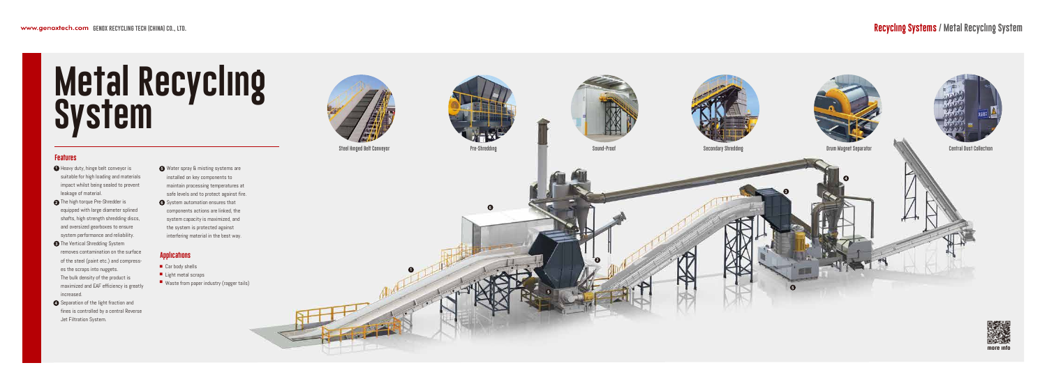# Metal Recycling System

## Features

1. Heavy duty, hinge belt conveyor is suitable for high loading and materials impact whilst being sealed to prevent leakage of material.
2. The high torque Pre-Shredder is equipped with large diameter splined shafts, high strength shredding discs, and oversized gearboxes to ensure system performance and reliability.
3. The Vertical Shredding System removes contamination on the surface of the steel (paint etc.) and compresses the scraps into nuggets. The bulk density of the product is maximized and EAF efficiency is greatly increased.
4. Separation of the light fraction and fines is controlled by a central Reverse Jet Filtration System.
5. Water spray & misting systems are installed on key components to maintain processing temperatures at safe levels and to protect against fire.
6. System automation ensures that components actions are linked, the system capacity is maximized, and the system is protected against interfering material in the best way.

## Applications

- Car body shells
- Light metal scraps
- Waste from paper industry (ragger tails)

Steel Hinged Belt Conveyor

Pre-Shredding

Sound-Proof

Secondary Shredding

Drum Magnet Separator

Central Dust Collection

more info